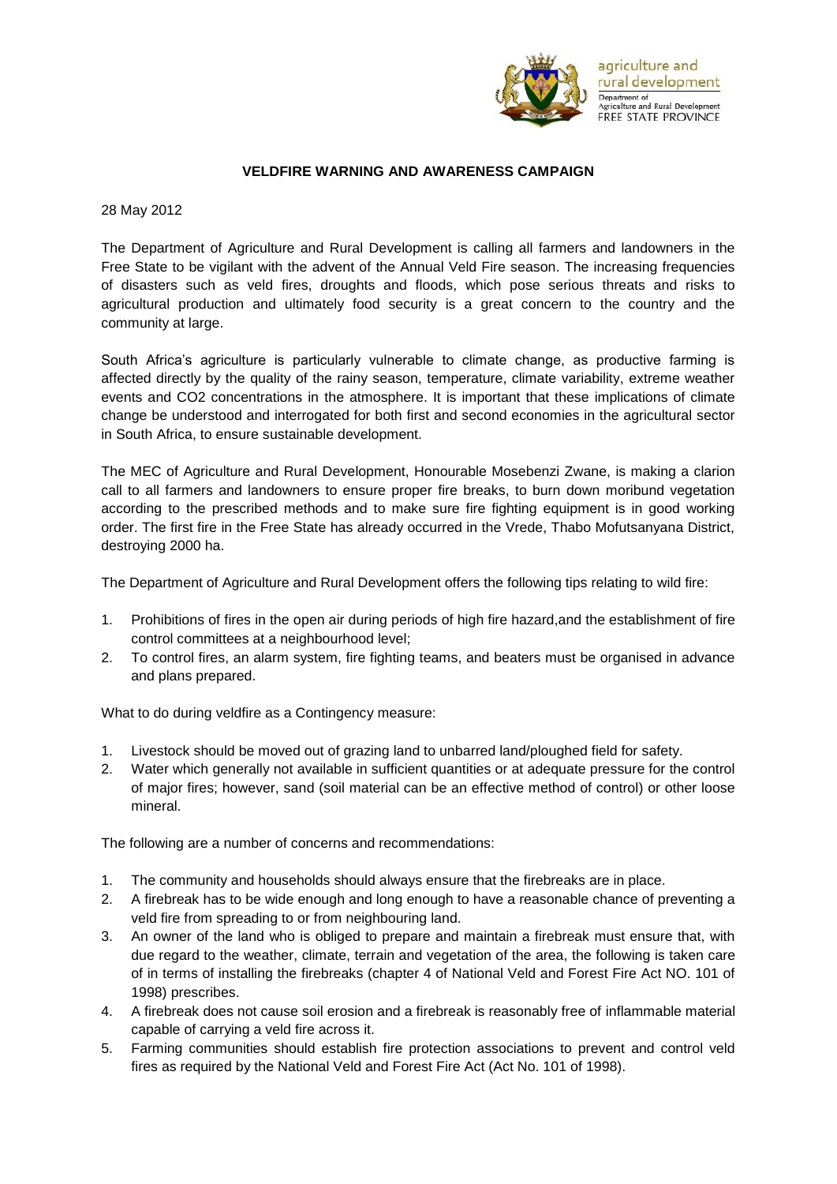agriculture and rural development
Department of Agriculture and Rural Development
FREE STATE PROVINCE

# VELDFIRE WARNING AND AWARENESS CAMPAIGN

28 May 2012

The Department of Agriculture and Rural Development is calling all farmers and landowners in the Free State to be vigilant with the advent of the Annual Veld Fire season. The increasing frequencies of disasters such as veld fires, droughts and floods, which pose serious threats and risks to agricultural production and ultimately food security is a great concern to the country and the community at large.

South Africa's agriculture is particularly vulnerable to climate change, as productive farming is affected directly by the quality of the rainy season, temperature, climate variability, extreme weather events and $CO_2$ concentrations in the atmosphere. It is important that these implications of climate change be understood and interrogated for both first and second economies in the agricultural sector in South Africa, to ensure sustainable development.

The MEC of Agriculture and Rural Development, Honourable Mosebenzi Zwane, is making a clarion call to all farmers and landowners to ensure proper fire breaks, to burn down moribund vegetation according to the prescribed methods and to make sure fire fighting equipment is in good working order. The first fire in the Free State has already occurred in the Vrede, Thabo Mofutsanyana District, destroying 2000 ha.

The Department of Agriculture and Rural Development offers the following tips relating to wild fire:

1. Prohibitions of fires in the open air during periods of high fire hazard,and the establishment of fire control committees at a neighbourhood level;
2. To control fires, an alarm system, fire fighting teams, and beaters must be organised in advance and plans prepared.

What to do during veldfire as a Contingency measure:

1. Livestock should be moved out of grazing land to unbarred land/ploughed field for safety.
2. Water which generally not available in sufficient quantities or at adequate pressure for the control of major fires; however, sand (soil material can be an effective method of control) or other loose mineral.

The following are a number of concerns and recommendations:

1. The community and households should always ensure that the firebreaks are in place.
2. A firebreak has to be wide enough and long enough to have a reasonable chance of preventing a veld fire from spreading to or from neighbouring land.
3. An owner of the land who is obliged to prepare and maintain a firebreak must ensure that, with due regard to the weather, climate, terrain and vegetation of the area, the following is taken care of in terms of installing the firebreaks (chapter 4 of National Veld and Forest Fire Act NO. 101 of 1998) prescribes.
4. A firebreak does not cause soil erosion and a firebreak is reasonably free of inflammable material capable of carrying a veld fire across it.
5. Farming communities should establish fire protection associations to prevent and control veld fires as required by the National Veld and Forest Fire Act (Act No. 101 of 1998).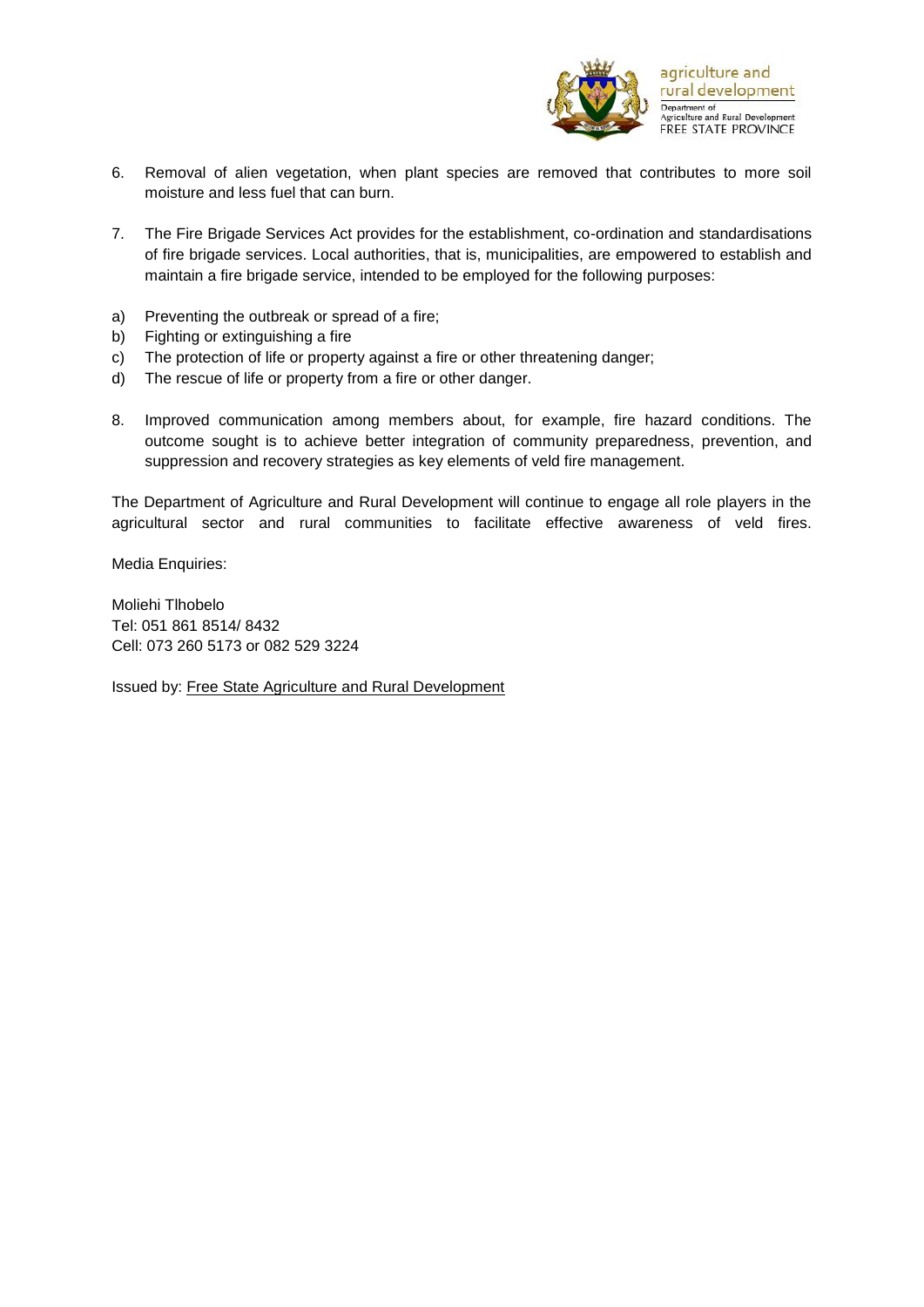6. Removal of alien vegetation, when plant species are removed that contributes to more soil moisture and less fuel that can burn.

7. The Fire Brigade Services Act provides for the establishment, co-ordination and standardisations of fire brigade services. Local authorities, that is, municipalities, are empowered to establish and maintain a fire brigade service, intended to be employed for the following purposes:

a) Preventing the outbreak or spread of a fire;
b) Fighting or extinguishing a fire
c) The protection of life or property against a fire or other threatening danger;
d) The rescue of life or property from a fire or other danger.

8. Improved communication among members about, for example, fire hazard conditions. The outcome sought is to achieve better integration of community preparedness, prevention, and suppression and recovery strategies as key elements of veld fire management.

The Department of Agriculture and Rural Development will continue to engage all role players in the agricultural sector and rural communities to facilitate effective awareness of veld fires.

Media Enquiries:

Moliehi Tlhobelo
Tel: 051 861 8514/ 8432
Cell: 073 260 5173 or 082 529 3224

Issued by: Free State Agriculture and Rural Development